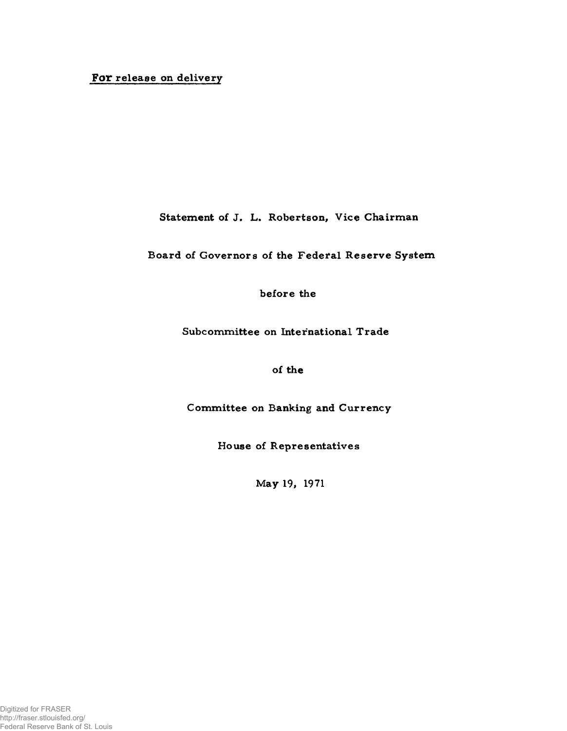For release on delivery

Statement of J. L. Robertson, Vice Chairman

Board of Governors of the Federal Reserve System

before the

Subcommittee on International Trade

of the

Committee on Banking and Currency

House of Representatives

May 19, 1971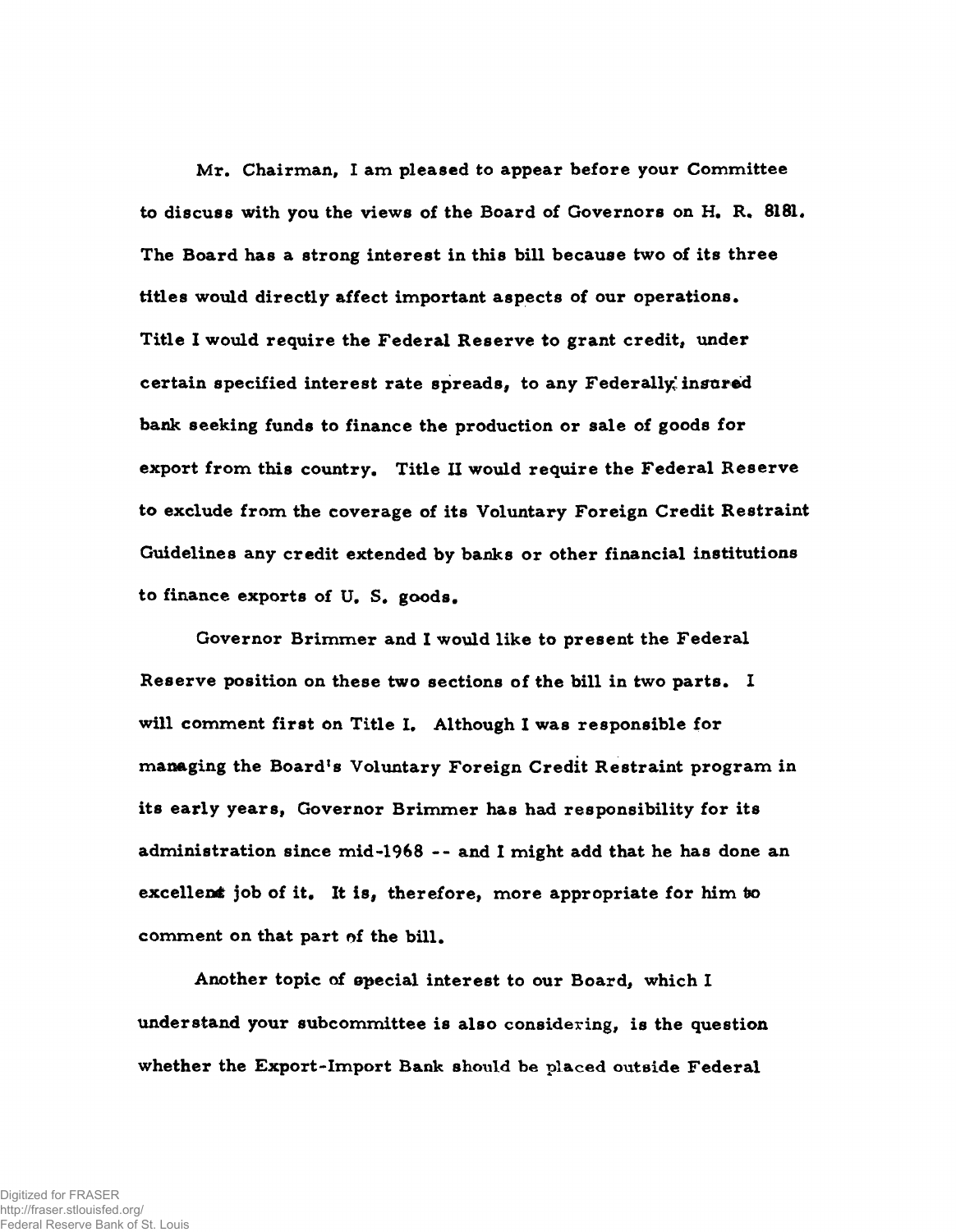Mr. Chairman, I am pleased to appear before your Committee to discuss with you the views of the Board of Governors on H. R. 8181. The Board has a strong interest in this bill because two of its three titles would directly affect important aspects of our operations. Title I would require the Federal Reserve to grant credit, under certain specified interest rate spreads, to any Federally insured bank seeking funds to finance the production or sale of goods for export from this country. Title II would require the Federal Reserve to exclude from the coverage of its Voluntary Foreign Credit Restraint Guidelines any credit extended by banks or other financial institutions to finance exports of U. S. goods.

Governor Brimmer and I would like to present the Federal Reserve position on these two sections of the bill in two parts. I will comment first on Title I. Although I was responsible for managing the Board's Voluntary Foreign Credit Restraint program in its early years, Governor Brimmer has had responsibility for its administration since mid-1968 -- and I might add that he has done an excellent job of it. It is, therefore, more appropriate for him to comment on that part of the bill.

Another topic of special interest to our Board, which I understand your subcommittee is also considering, is the question whether the Export-Import Bank should be placed outside Federal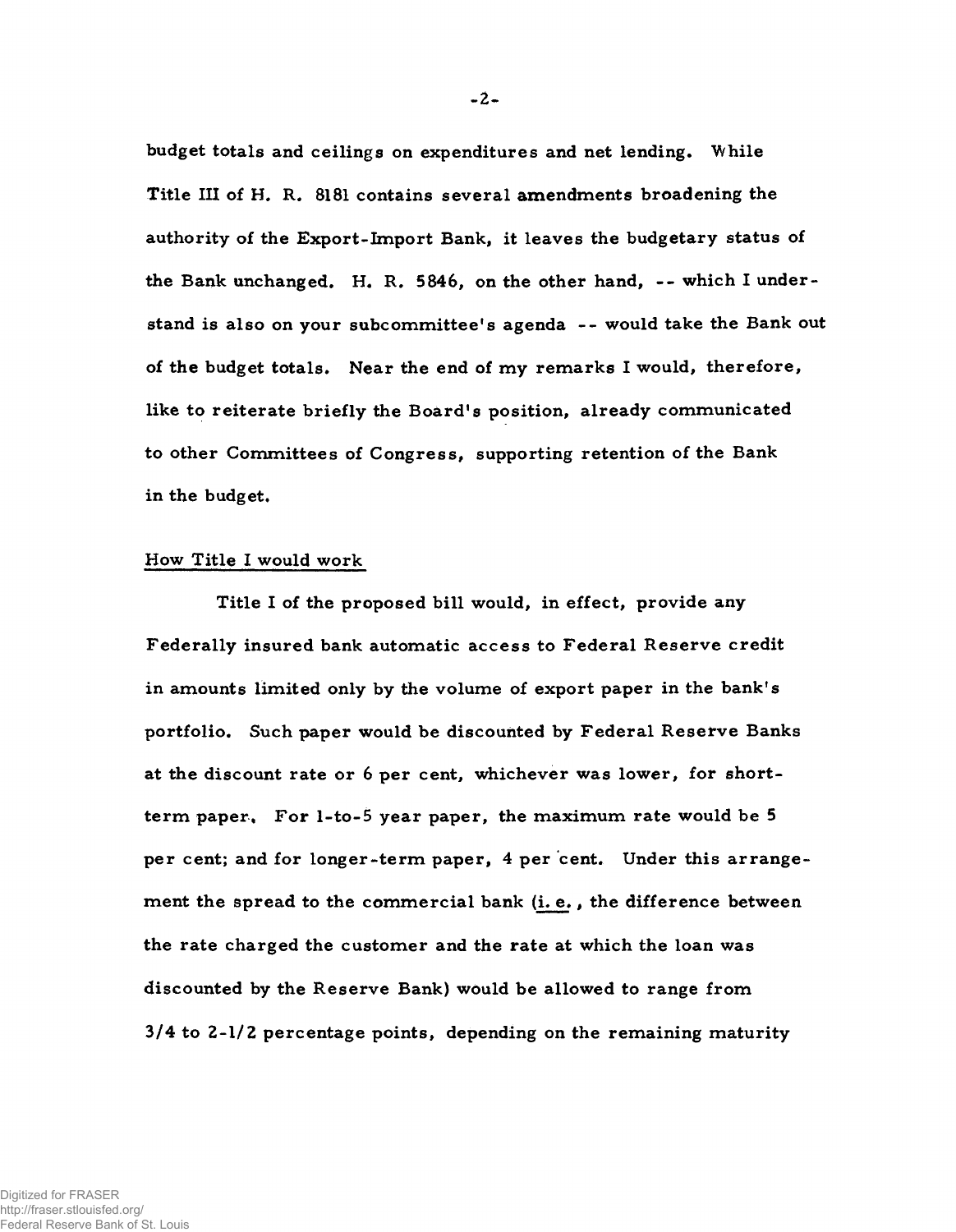budget totals and ceilings on expenditures and net lending. While Title III of H. R. 8181 contains several amendments broadening the authority of the Export-Import Bank, it leaves the budgetary status of the Bank unchanged. H. R. 5846, on the other hand, -- which I understand is also on your subcommittee's agenda -- would take the Bank out of the budget totals. Near the end of my remarks I would, therefore, like to reiterate briefly the Board's position, already communicated to other Committees of Congress, supporting retention of the Bank in the budget.

## How Title I would work

Title I of the proposed bill would, in effect, provide any Federally insured bank automatic access to Federal Reserve credit in amounts limited only by the volume of export paper in the bank's portfolio. Such paper would be discounted by Federal Reserve Banks at the discount rate or 6 per cent, whichever was lower, for short-term paper. For 1-to-5 year paper, the maximum rate would be 5 per cent; and for longer-term paper, 4 per cent. Under this arrangement the spread to the commercial bank (i. e., the difference between the rate charged the customer and the rate at which the loan was discounted by the Reserve Bank) would be allowed to range from 3/4 to 2-1/2 percentage points, depending on the remaining maturity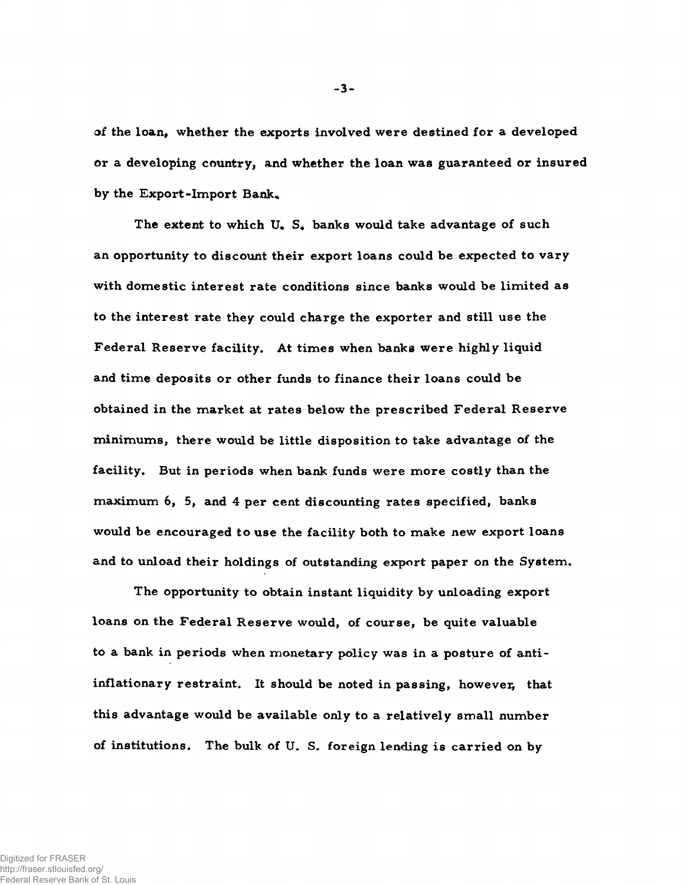of the loan, whether the exports involved were destined for a developed or a developing country, and whether the loan was guaranteed or insured by the Export-Import Bank.

The extent to which U. S. banks would take advantage of such an opportunity to discount their export loans could be expected to vary with domestic interest rate conditions since banks would be limited as to the interest rate they could charge the exporter and still use the Federal Reserve facility. At times when banks were highly liquid and time deposits or other funds to finance their loans could be obtained in the market at rates below the prescribed Federal Reserve minimums, there would be little disposition to take advantage of the facility. But in periods when bank funds were more costly than the maximum 6, 5, and 4 per cent discounting rates specified, banks would be encouraged to use the facility both to make new export loans and to unload their holdings of outstanding export paper on the System.

The opportunity to obtain instant liquidity by unloading export loans on the Federal Reserve would, of course, be quite valuable to a bank in periods when monetary policy was in a posture of anti-inflationary restraint. It should be noted in passing, however, that this advantage would be available only to a relatively small number of institutions. The bulk of U. S. foreign lending is carried on by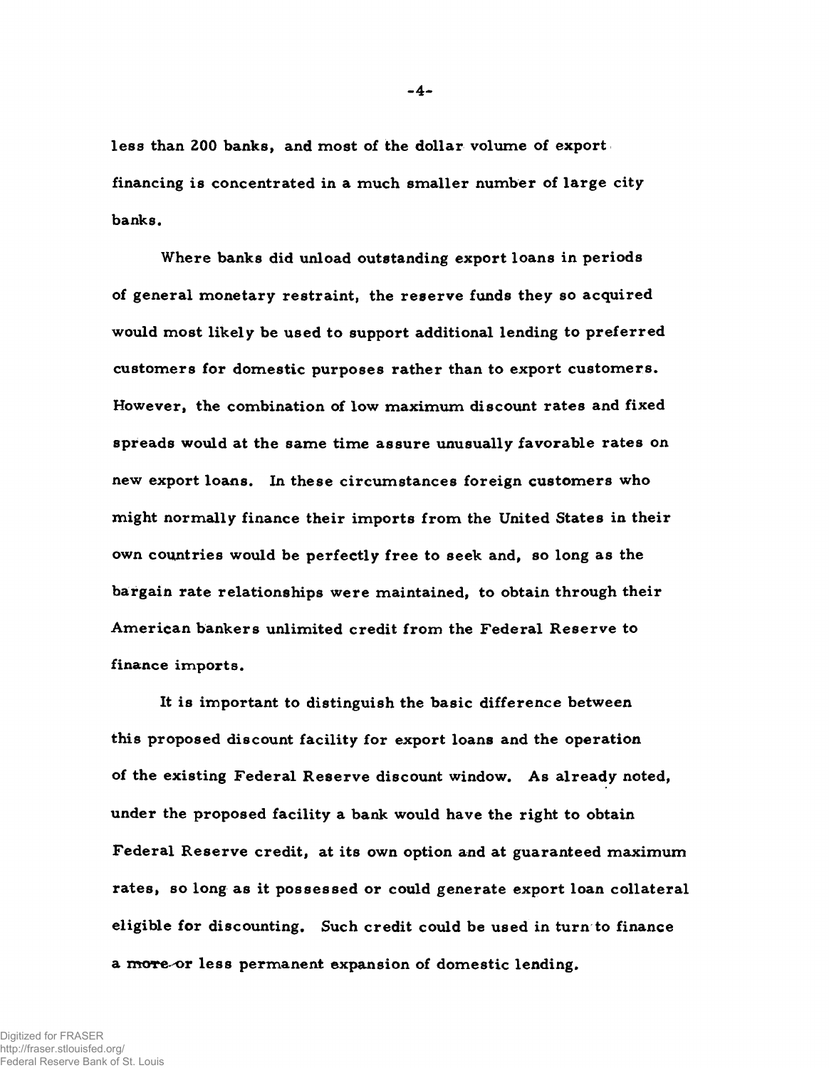less than 200 banks, and most of the dollar volume of export financing is concentrated in a much smaller number of large city banks.

Where banks did unload outstanding export loans in periods of general monetary restraint, the reserve funds they so acquired would most likely be used to support additional lending to preferred customers for domestic purposes rather than to export customers. However, the combination of low maximum discount rates and fixed spreads would at the same time assure unusually favorable rates on new export loans. In these circumstances foreign customers who might normally finance their imports from the United States in their own countries would be perfectly free to seek and, so long as the bargain rate relationships were maintained, to obtain through their American bankers unlimited credit from the Federal Reserve to finance imports.

It is important to distinguish the basic difference between this proposed discount facility for export loans and the operation of the existing Federal Reserve discount window. As already noted, under the proposed facility a bank would have the right to obtain Federal Reserve credit, at its own option and at guaranteed maximum rates, so long as it possessed or could generate export loan collateral eligible for discounting. Such credit could be used in turn to finance a more or less permanent expansion of domestic lending.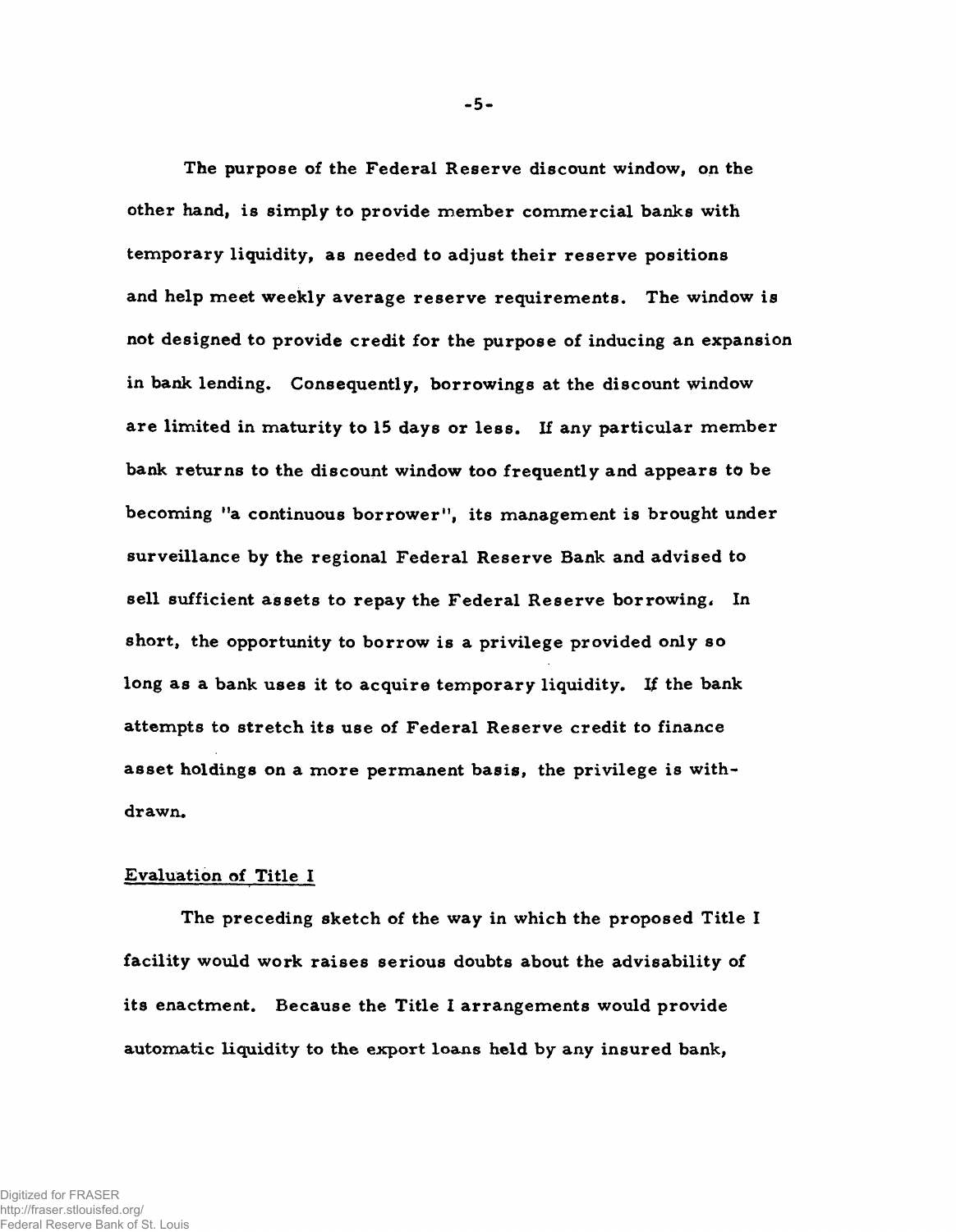The purpose of the Federal Reserve discount window, on the other hand, is simply to provide member commercial banks with temporary liquidity, as needed to adjust their reserve positions and help meet weekly average reserve requirements. The window is not designed to provide credit for the purpose of inducing an expansion in bank lending. Consequently, borrowings at the discount window are limited in maturity to 15 days or less. If any particular member bank returns to the discount window too frequently and appears to be becoming "a continuous borrower", its management is brought under surveillance by the regional Federal Reserve Bank and advised to sell sufficient assets to repay the Federal Reserve borrowing. In short, the opportunity to borrow is a privilege provided only so long as a bank uses it to acquire temporary liquidity. If the bank attempts to stretch its use of Federal Reserve credit to finance asset holdings on a more permanent basis, the privilege is withdrawn.

## Evaluation of Title I

The preceding sketch of the way in which the proposed Title I facility would work raises serious doubts about the advisability of its enactment. Because the Title I arrangements would provide automatic liquidity to the export loans held by any insured bank,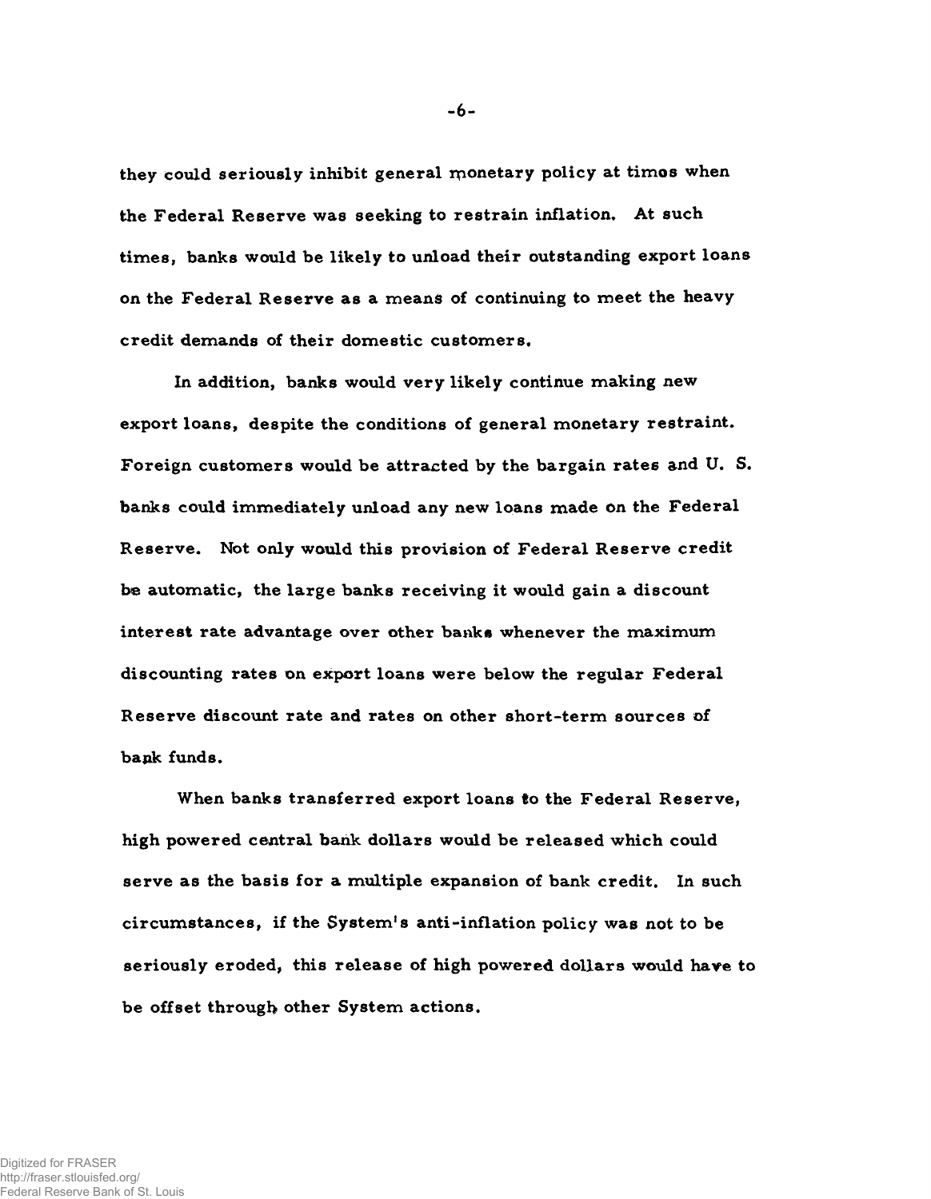they could seriously inhibit general monetary policy at times when the Federal Reserve was seeking to restrain inflation. At such times, banks would be likely to unload their outstanding export loans on the Federal Reserve as a means of continuing to meet the heavy credit demands of their domestic customers.

In addition, banks would very likely continue making new export loans, despite the conditions of general monetary restraint. Foreign customers would be attracted by the bargain rates and U. S. banks could immediately unload any new loans made on the Federal Reserve. Not only would this provision of Federal Reserve credit be automatic, the large banks receiving it would gain a discount interest rate advantage over other banks whenever the maximum discounting rates on export loans were below the regular Federal Reserve discount rate and rates on other short-term sources of bank funds.

When banks transferred export loans to the Federal Reserve, high powered central bank dollars would be released which could serve as the basis for a multiple expansion of bank credit. In such circumstances, if the System's anti-inflation policy was not to be seriously eroded, this release of high powered dollars would have to be offset through other System actions.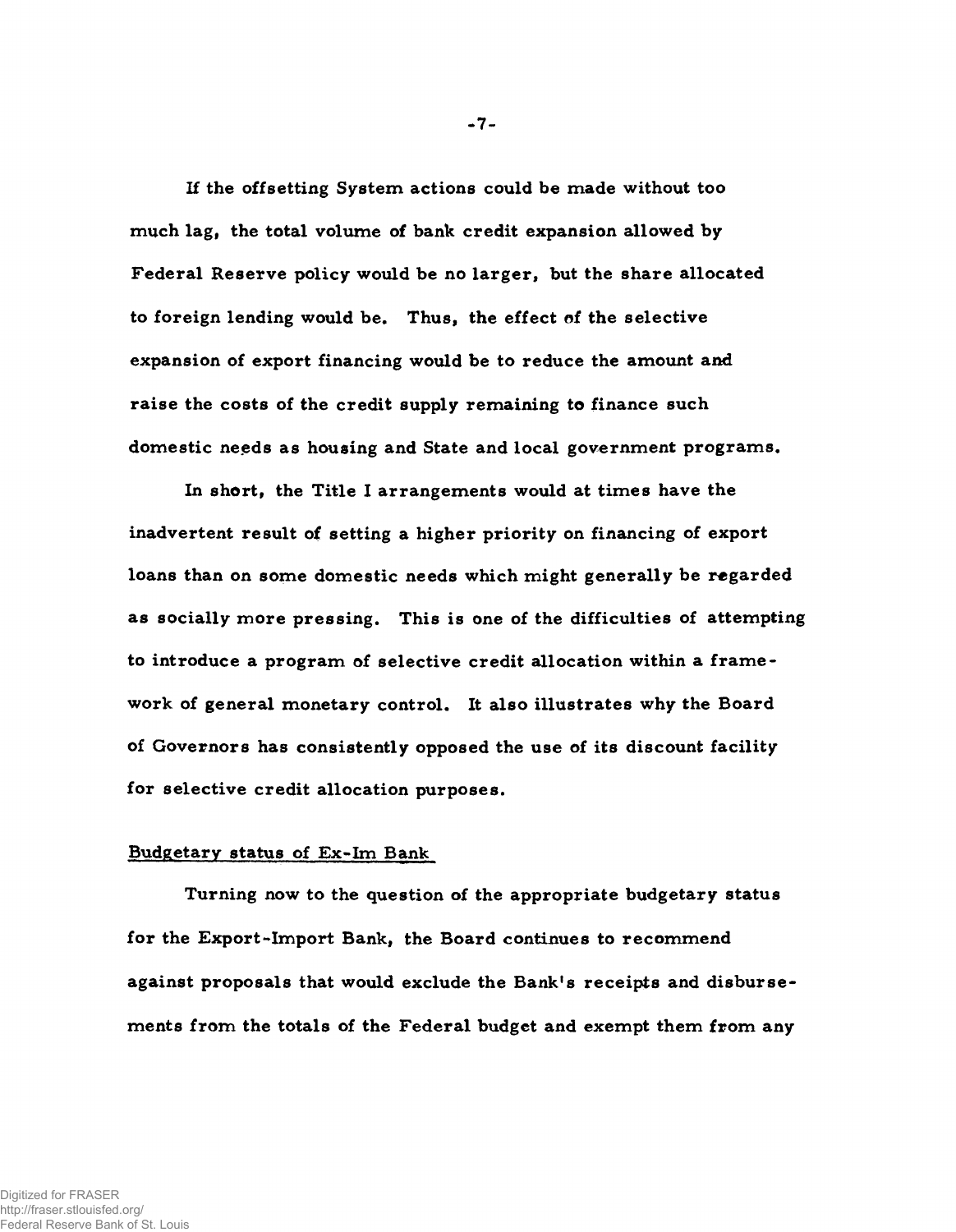If the offsetting System actions could be made without too much lag, the total volume of bank credit expansion allowed by Federal Reserve policy would be no larger, but the share allocated to foreign lending would be. Thus, the effect of the selective expansion of export financing would be to reduce the amount and raise the costs of the credit supply remaining to finance such domestic needs as housing and State and local government programs.

In short, the Title I arrangements would at times have the inadvertent result of setting a higher priority on financing of export loans than on some domestic needs which might generally be regarded as socially more pressing. This is one of the difficulties of attempting to introduce a program of selective credit allocation within a framework of general monetary control. It also illustrates why the Board of Governors has consistently opposed the use of its discount facility for selective credit allocation purposes.

Budgetary status of Ex-Im Bank

Turning now to the question of the appropriate budgetary status for the Export-Import Bank, the Board continues to recommend against proposals that would exclude the Bank's receipts and disbursements from the totals of the Federal budget and exempt them from any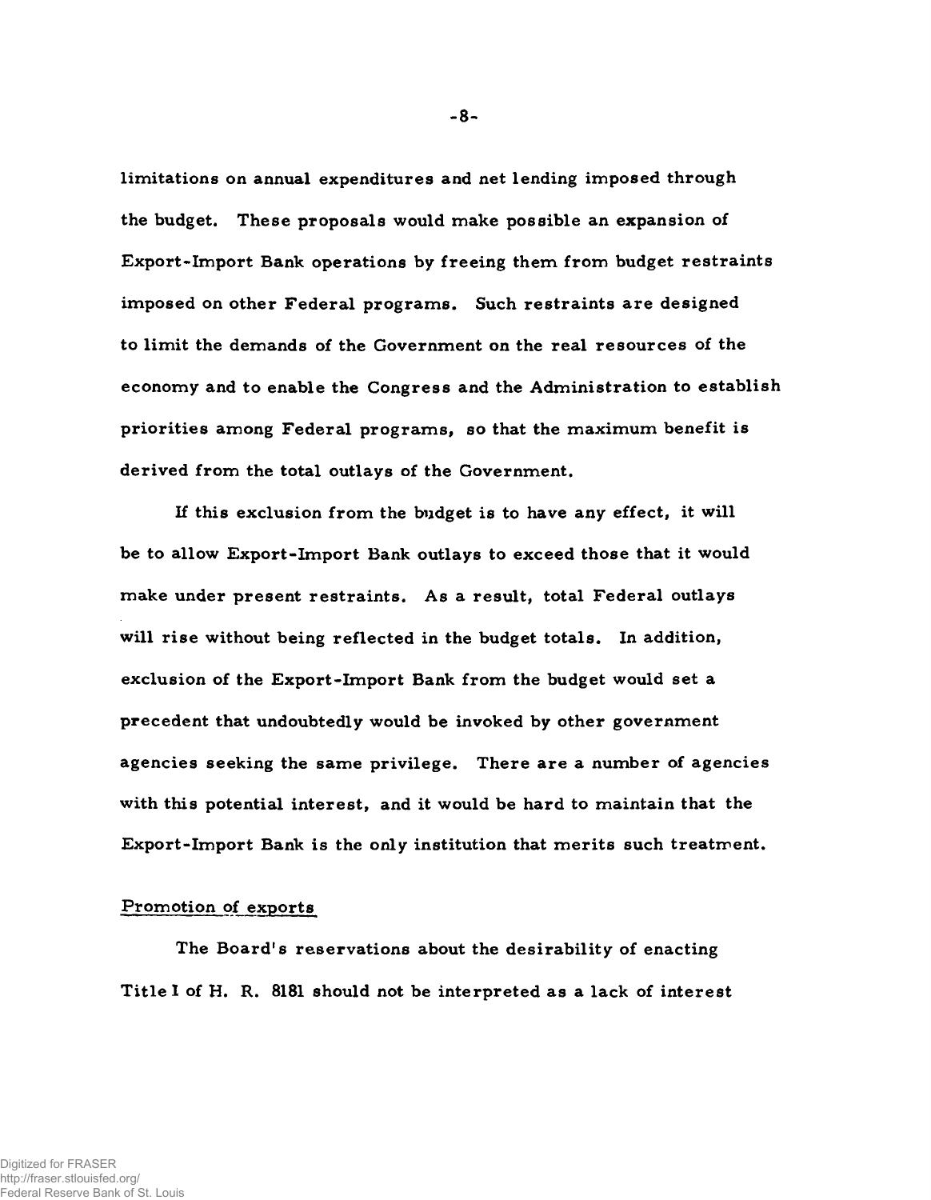limitations on annual expenditures and net lending imposed through the budget. These proposals would make possible an expansion of Export-Import Bank operations by freeing them from budget restraints imposed on other Federal programs. Such restraints are designed to limit the demands of the Government on the real resources of the economy and to enable the Congress and the Administration to establish priorities among Federal programs, so that the maximum benefit is derived from the total outlays of the Government.

If this exclusion from the budget is to have any effect, it will be to allow Export-Import Bank outlays to exceed those that it would make under present restraints. As a result, total Federal outlays will rise without being reflected in the budget totals. In addition, exclusion of the Export-Import Bank from the budget would set a precedent that undoubtedly would be invoked by other government agencies seeking the same privilege. There are a number of agencies with this potential interest, and it would be hard to maintain that the Export-Import Bank is the only institution that merits such treatment.

Promotion of exports

The Board's reservations about the desirability of enacting Title I of H. R. 8181 should not be interpreted as a lack of interest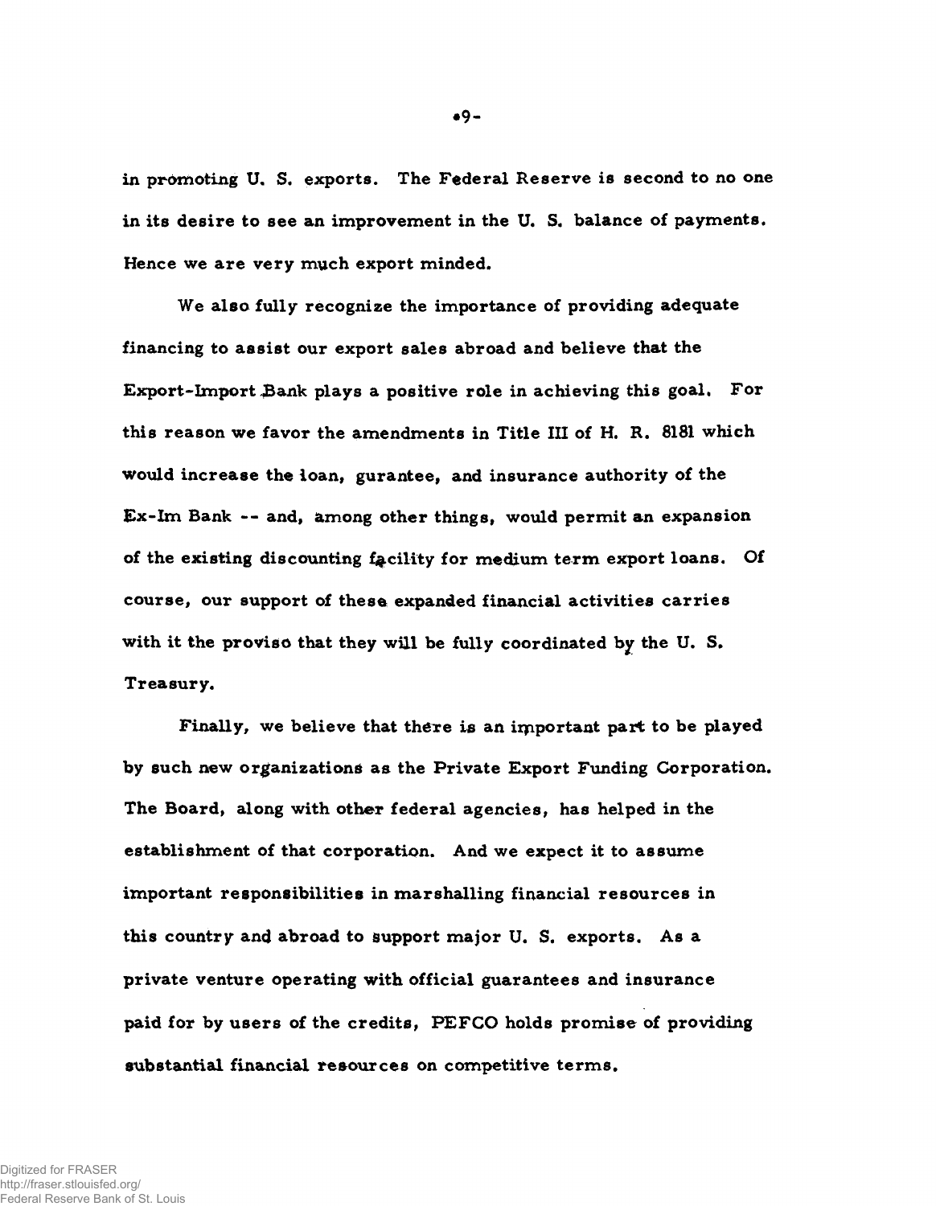in promoting U. S. exports. The Federal Reserve is second to no one in its desire to see an improvement in the U. S. balance of payments. Hence we are very much export minded.

We also fully recognize the importance of providing adequate financing to assist our export sales abroad and believe that the Export-Import Bank plays a positive role in achieving this goal. For this reason we favor the amendments in Title III of H. R. 8181 which would increase the loan, gurantee, and insurance authority of the Ex-Im Bank -- and, among other things, would permit an expansion of the existing discounting facility for medium term export loans. Of course, our support of these expanded financial activities carries with it the proviso that they will be fully coordinated by the U. S. Treasury.

Finally, we believe that there is an important part to be played by such new organizations as the Private Export Funding Corporation. The Board, along with other federal agencies, has helped in the establishment of that corporation. And we expect it to assume important responsibilities in marshalling financial resources in this country and abroad to support major U. S. exports. As a private venture operating with official guarantees and insurance paid for by users of the credits, PEFCO holds promise of providing substantial financial resources on competitive terms.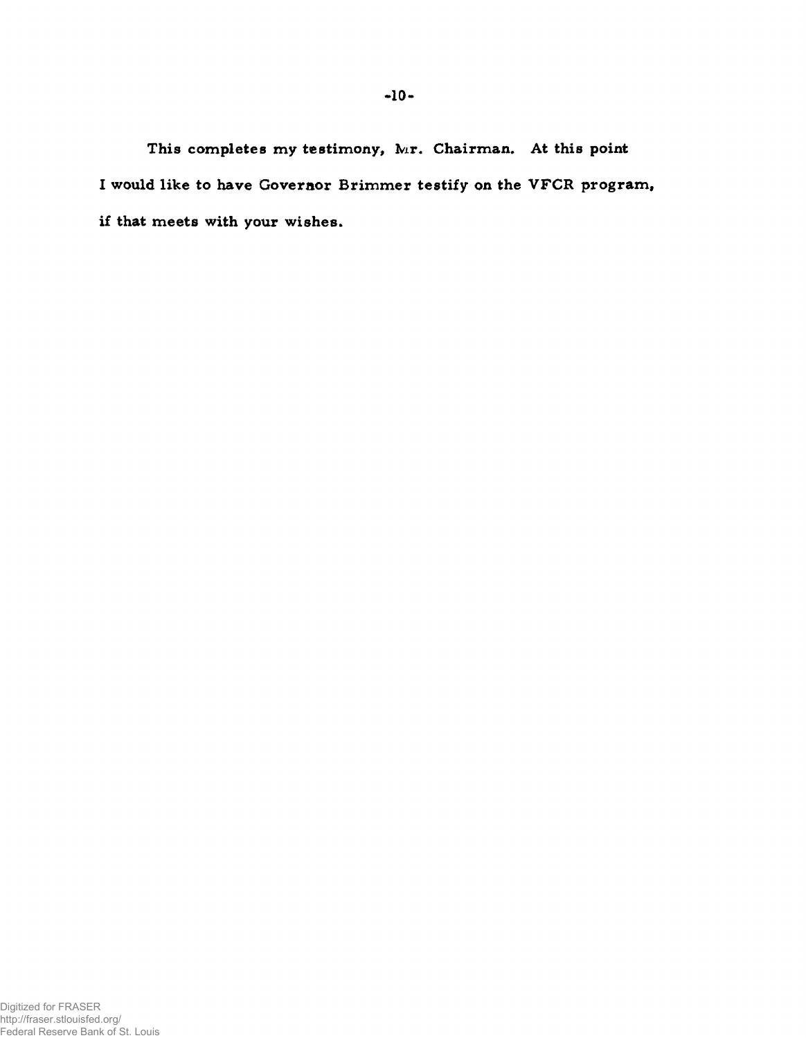This completes my testimony, Mr. Chairman. At this point I would like to have Governor Brimmer testify on the VFCR program, if that meets with your wishes.